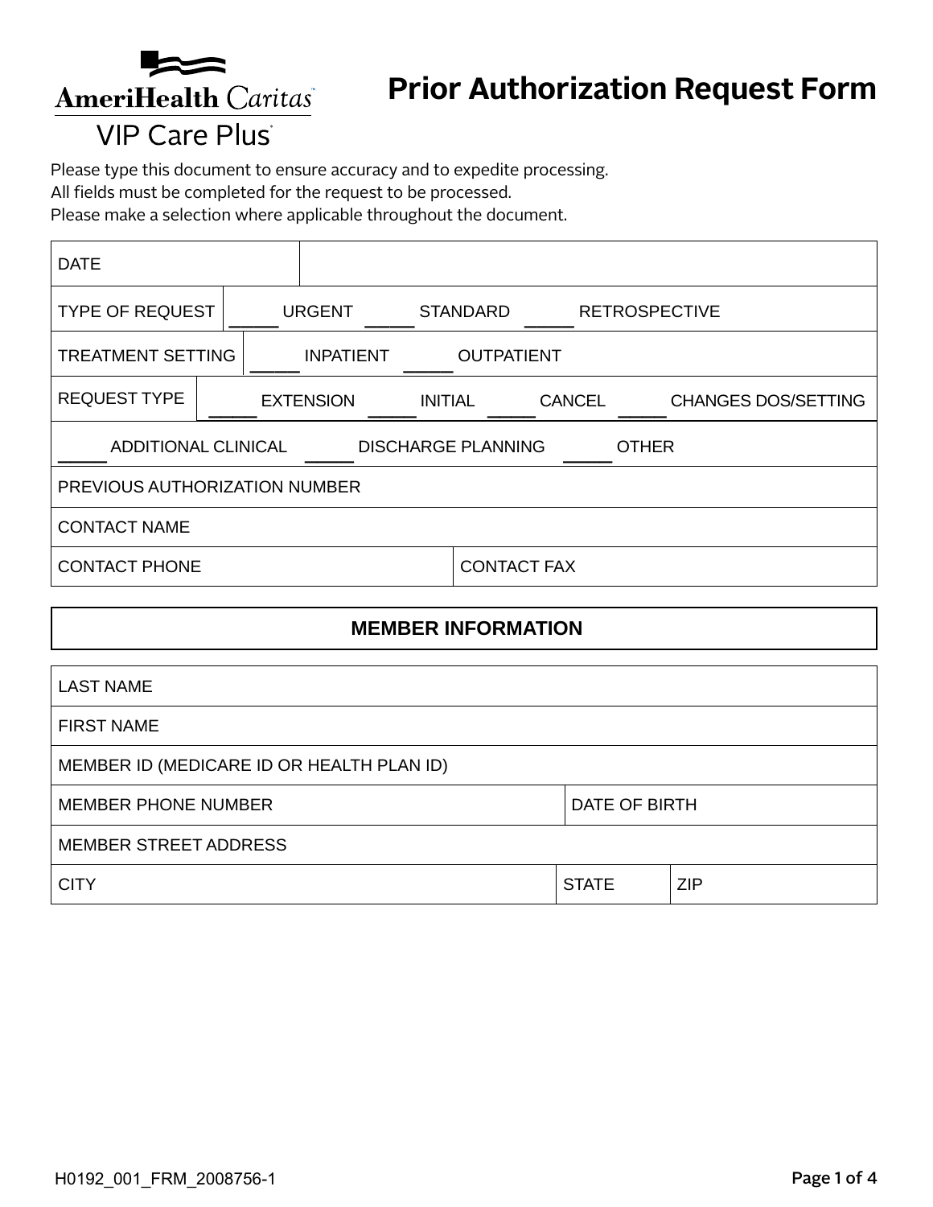AmeriHealth Caritas VIP Care Plus

# Prior Authorization Request Form

Please type this document to ensure accuracy and to expedite processing.
All fields must be completed for the request to be processed.
Please make a selection where applicable throughout the document.

| DATE | |
|---|---|
| TYPE OF REQUEST | _____ URGENT _____ STANDARD _____ RETROSPECTIVE |
| TREATMENT SETTING | _____ INPATIENT _____ OUTPATIENT |
| REQUEST TYPE | _____ EXTENSION _____ INITIAL _____ CANCEL _____ CHANGES DOS/SETTING |
| _____ ADDITIONAL CLINICAL _____ DISCHARGE PLANNING _____ OTHER | |
| PREVIOUS AUTHORIZATION NUMBER | |
| CONTACT NAME | |
| CONTACT PHONE | CONTACT FAX |

## MEMBER INFORMATION

| LAST NAME | | |
|---|---|---|
| FIRST NAME | | |
| MEMBER ID (MEDICARE ID OR HEALTH PLAN ID) | | |
| MEMBER PHONE NUMBER | DATE OF BIRTH | |
| MEMBER STREET ADDRESS | | |
| CITY | STATE | ZIP |

H0192_001_FRM_2008756-1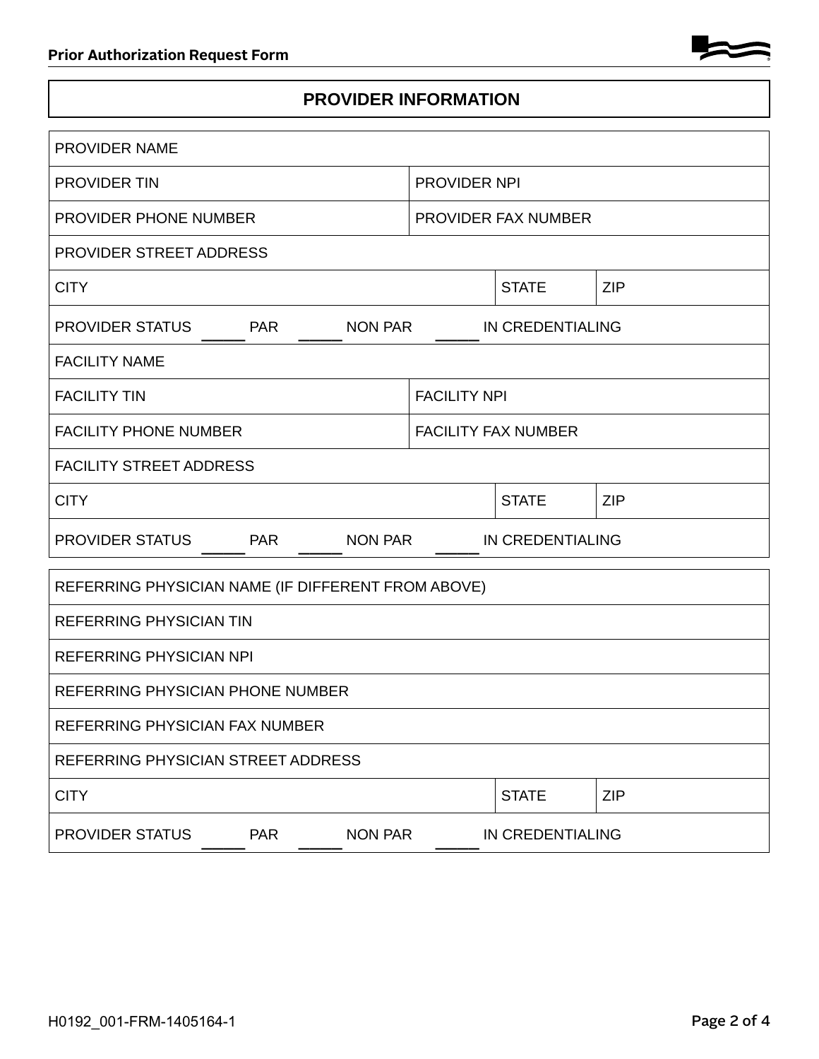## PROVIDER INFORMATION

| | | | |
|---|---|---|---|
| PROVIDER NAME | | | |
| PROVIDER TIN | | PROVIDER NPI | |
| PROVIDER PHONE NUMBER | | PROVIDER FAX NUMBER | |
| PROVIDER STREET ADDRESS | | | |
| CITY | | STATE | ZIP |
| PROVIDER STATUS _____ PAR _____ NON PAR _____ IN CREDENTIALING | | | |
| FACILITY NAME | | | |
| FACILITY TIN | | FACILITY NPI | |
| FACILITY PHONE NUMBER | | FACILITY FAX NUMBER | |
| FACILITY STREET ADDRESS | | | |
| CITY | | STATE | ZIP |
| PROVIDER STATUS _____ PAR _____ NON PAR _____ IN CREDENTIALING | | | |

| | | |
|---|---|---|
| REFERRING PHYSICIAN NAME (IF DIFFERENT FROM ABOVE) | | |
| REFERRING PHYSICIAN TIN | | |
| REFERRING PHYSICIAN NPI | | |
| REFERRING PHYSICIAN PHONE NUMBER | | |
| REFERRING PHYSICIAN FAX NUMBER | | |
| REFERRING PHYSICIAN STREET ADDRESS | | |
| CITY | STATE | ZIP |
| PROVIDER STATUS _____ PAR _____ NON PAR _____ IN CREDENTIALING | | |

H0192_001-FRM-1405164-1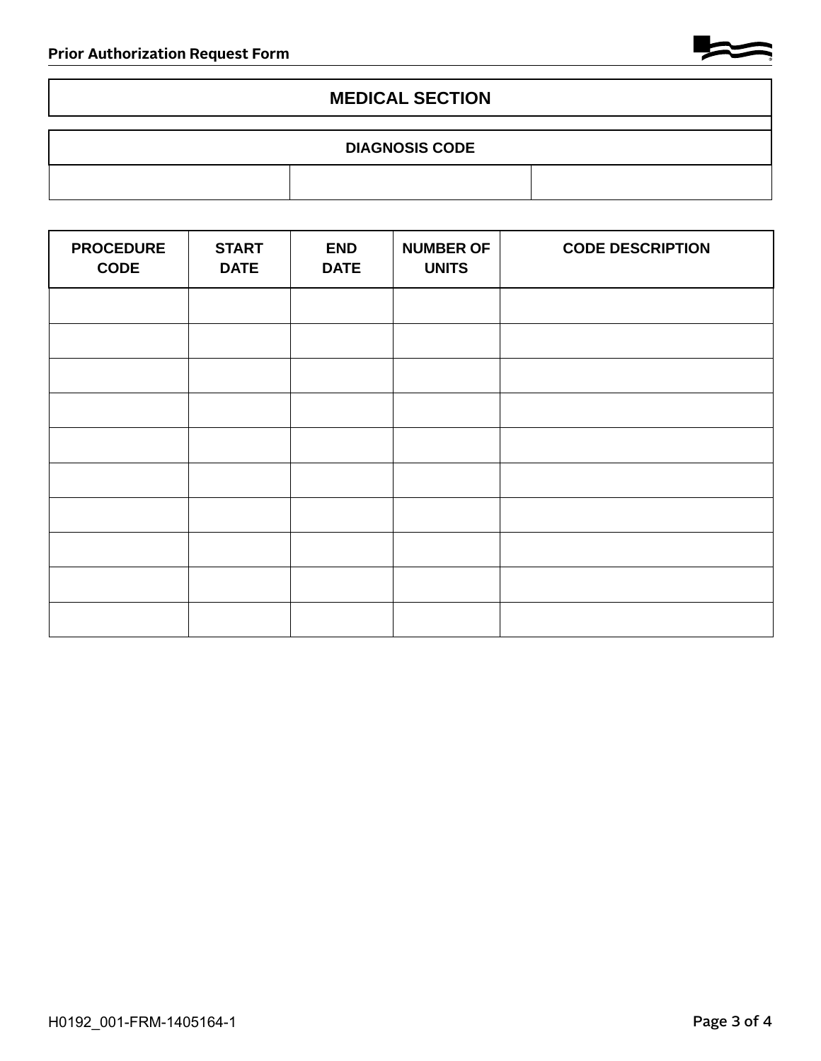## MEDICAL SECTION

| DIAGNOSIS CODE | | |
|---|---|---|
| | | |

| PROCEDURE CODE | START DATE | END DATE | NUMBER OF UNITS | CODE DESCRIPTION |
|---|---|---|---|---|
| | | | | |
| | | | | |
| | | | | |
| | | | | |
| | | | | |
| | | | | |
| | | | | |
| | | | | |
| | | | | |
| | | | | |

H0192_001-FRM-1405164-1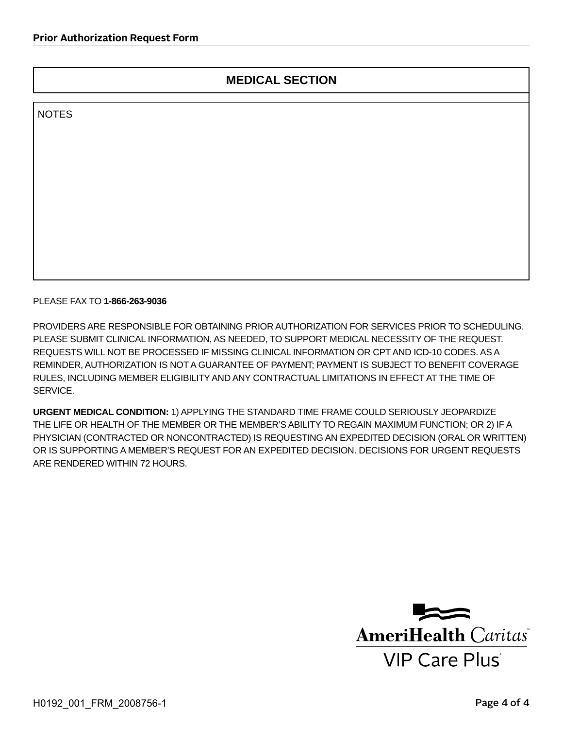## MEDICAL SECTION

NOTES

PLEASE FAX TO **1-866-263-9036**

PROVIDERS ARE RESPONSIBLE FOR OBTAINING PRIOR AUTHORIZATION FOR SERVICES PRIOR TO SCHEDULING. PLEASE SUBMIT CLINICAL INFORMATION, AS NEEDED, TO SUPPORT MEDICAL NECESSITY OF THE REQUEST. REQUESTS WILL NOT BE PROCESSED IF MISSING CLINICAL INFORMATION OR CPT AND ICD-10 CODES. AS A REMINDER, AUTHORIZATION IS NOT A GUARANTEE OF PAYMENT; PAYMENT IS SUBJECT TO BENEFIT COVERAGE RULES, INCLUDING MEMBER ELIGIBILITY AND ANY CONTRACTUAL LIMITATIONS IN EFFECT AT THE TIME OF SERVICE.

**URGENT MEDICAL CONDITION:** 1) APPLYING THE STANDARD TIME FRAME COULD SERIOUSLY JEOPARDIZE THE LIFE OR HEALTH OF THE MEMBER OR THE MEMBER'S ABILITY TO REGAIN MAXIMUM FUNCTION; OR 2) IF A PHYSICIAN (CONTRACTED OR NONCONTRACTED) IS REQUESTING AN EXPEDITED DECISION (ORAL OR WRITTEN) OR IS SUPPORTING A MEMBER'S REQUEST FOR AN EXPEDITED DECISION. DECISIONS FOR URGENT REQUESTS ARE RENDERED WITHIN 72 HOURS.

AmeriHealth Caritas™
VIP Care Plus®

H0192_001_FRM_2008756-1